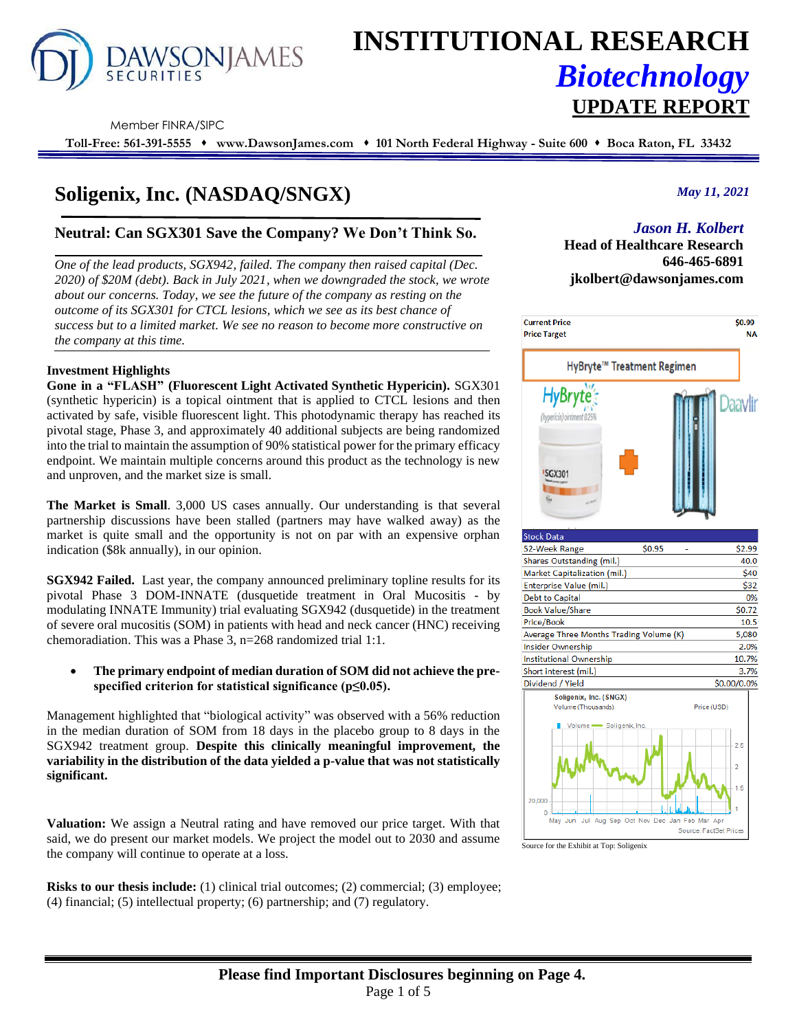# INSTITUTIONAL RESEARCH
## *Biotechnology*
## UPDATE REPORT

Member FINRA/SIPC

**Toll-Free: 561-391-5555 ♦ www.DawsonJames.com ♦ 101 North Federal Highway - Suite 600 ♦ Boca Raton, FL 33432**

# Soligenix, Inc. (NASDAQ/SNGX)

*May 11, 2021*

## Neutral: Can SGX301 Save the Company? We Don't Think So.

*One of the lead products, SGX942, failed. The company then raised capital (Dec. 2020) of $20M (debt). Back in July 2021, when we downgraded the stock, we wrote about our concerns. Today, we see the future of the company as resting on the outcome of its SGX301 for CTCL lesions, which we see as its best chance of success but to a limited market. We see no reason to become more constructive on the company at this time.*

***Jason H. Kolbert***
**Head of Healthcare Research**
**646-465-6891**
**jkolbert@dawsonjames.com**

| | |
|---|---|
| **Current Price** | **$0.99** |
| **Price Target** | **NA** |

HyBryte™ Treatment Regimen

| Stock Data | | |
|---|---|---|
| 52-Week Range | $0.95 - | $2.99 |
| Shares Outstanding (mil.) | | 40.0 |
| Market Capitalization (mil.) | | $40 |
| Enterprise Value (mil.) | | $32 |
| Debt to Capital | | 0% |
| Book Value/Share | | $0.72 |
| Price/Book | | 10.5 |
| Average Three Months Trading Volume (K) | | 5,080 |
| Insider Ownership | | 2.0% |
| Institutional Ownership | | 10.7% |
| Short interest (mil.) | | 3.7% |
| Dividend / Yield | | $0.00/0.0% |

Source for the Exhibit at Top: Soligenix

### Investment Highlights

**Gone in a "FLASH" (Fluorescent Light Activated Synthetic Hypericin).** SGX301 (synthetic hypericin) is a topical ointment that is applied to CTCL lesions and then activated by safe, visible fluorescent light. This photodynamic therapy has reached its pivotal stage, Phase 3, and approximately 40 additional subjects are being randomized into the trial to maintain the assumption of 90% statistical power for the primary efficacy endpoint. We maintain multiple concerns around this product as the technology is new and unproven, and the market size is small.

**The Market is Small**. 3,000 US cases annually. Our understanding is that several partnership discussions have been stalled (partners may have walked away) as the market is quite small and the opportunity is not on par with an expensive orphan indication ($8k annually), in our opinion.

**SGX942 Failed.** Last year, the company announced preliminary topline results for its pivotal Phase 3 DOM-INNATE (dusquetide treatment in Oral Mucositis - by modulating INNATE Immunity) trial evaluating SGX942 (dusquetide) in the treatment of severe oral mucositis (SOM) in patients with head and neck cancer (HNC) receiving chemoradiation. This was a Phase 3, n=268 randomized trial 1:1.

- **The primary endpoint of median duration of SOM did not achieve the pre-specified criterion for statistical significance ($p \leq 0.05$).**

Management highlighted that "biological activity" was observed with a 56% reduction in the median duration of SOM from 18 days in the placebo group to 8 days in the SGX942 treatment group. **Despite this clinically meaningful improvement, the variability in the distribution of the data yielded a p-value that was not statistically significant.**

**Valuation:** We assign a Neutral rating and have removed our price target. With that said, we do present our market models. We project the model out to 2030 and assume the company will continue to operate at a loss.

**Risks to our thesis include:** (1) clinical trial outcomes; (2) commercial; (3) employee; (4) financial; (5) intellectual property; (6) partnership; and (7) regulatory.

**Please find Important Disclosures beginning on Page 4.**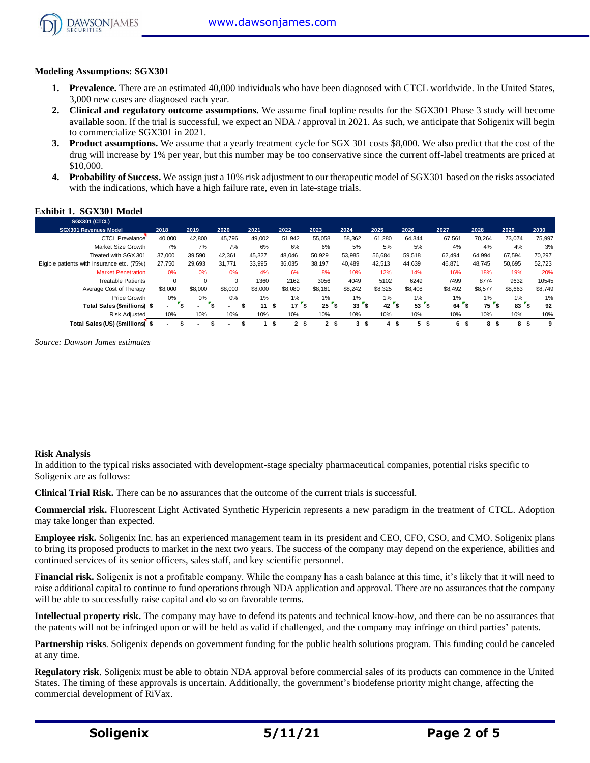**Modeling Assumptions: SGX301**

1. **Prevalence.** There are an estimated 40,000 individuals who have been diagnosed with CTCL worldwide. In the United States, 3,000 new cases are diagnosed each year.
2. **Clinical and regulatory outcome assumptions.** We assume final topline results for the SGX301 Phase 3 study will become available soon. If the trial is successful, we expect an NDA / approval in 2021. As such, we anticipate that Soligenix will begin to commercialize SGX301 in 2021.
3. **Product assumptions.** We assume that a yearly treatment cycle for SGX 301 costs $8,000. We also predict that the cost of the drug will increase by 1% per year, but this number may be too conservative since the current off-label treatments are priced at $10,000.
4. **Probability of Success.** We assign just a 10% risk adjustment to our therapeutic model of SGX301 based on the risks associated with the indications, which have a high failure rate, even in late-stage trials.

**Exhibit 1. SGX301 Model**

| SGX301 (CTCL) SGX301 Revenues Model | 2018 | 2019 | 2020 | 2021 | 2022 | 2023 | 2024 | 2025 | 2026 | 2027 | 2028 | 2029 | 2030 |
|---|---|---|---|---|---|---|---|---|---|---|---|---|---|
| CTCL Prevalance | 40,000 | 42,800 | 45,796 | 49,002 | 51,942 | 55,058 | 58,362 | 61,280 | 64,344 | 67,561 | 70,264 | 73,074 | 75,997 |
| Market Size Growth | 7% | 7% | 7% | 6% | 6% | 6% | 5% | 5% | 5% | 4% | 4% | 4% | 3% |
| Treated with SGX 301 | 37,000 | 39,590 | 42,361 | 45,327 | 48,046 | 50,929 | 53,985 | 56,684 | 59,518 | 62,494 | 64,994 | 67,594 | 70,297 |
| Elgible patients with insurance etc. (75%) | 27,750 | 29,693 | 31,771 | 33,995 | 36,035 | 38,197 | 40,489 | 42,513 | 44,639 | 46,871 | 48,745 | 50,695 | 52,723 |
| Market Penetration | 0% | 0% | 0% | 4% | 6% | 8% | 10% | 12% | 14% | 16% | 18% | 19% | 20% |
| Treatable Patients | 0 | 0 | 0 | 1360 | 2162 | 3056 | 4049 | 5102 | 6249 | 7499 | 8774 | 9632 | 10545 |
| Average Cost of Therapy | $8,000 | $8,000 | $8,000 | $8,000 | $8,080 | $8,161 | $8,242 | $8,325 | $8,408 | $8,492 | $8,577 | $8,663 | $8,749 |
| Price Growth | 0% | 0% | 0% | 1% | 1% | 1% | 1% | 1% | 1% | 1% | 1% | 1% | 1% |
| **Total Sales ($millions)** | $ - | $ - | $ - | $ 11 | $ 17 | $ 25 | $ 33 | $ 42 | $ 53 | $ 64 | $ 75 | $ 83 | $ 92 |
| Risk Adjusted | 10% | 10% | 10% | 10% | 10% | 10% | 10% | 10% | 10% | 10% | 10% | 10% | 10% |
| **Total Sales (US) ($millions)** | $ - | $ - | $ - | $ 1 | $ 2 | $ 2 | $ 3 | $ 4 | $ 5 | $ 6 | $ 8 | $ 8 | $ 9 |

*Source: Dawson James estimates*

**Risk Analysis**

In addition to the typical risks associated with development-stage specialty pharmaceutical companies, potential risks specific to Soligenix are as follows:

**Clinical Trial Risk.** There can be no assurances that the outcome of the current trials is successful.

**Commercial risk.** Fluorescent Light Activated Synthetic Hypericin represents a new paradigm in the treatment of CTCL. Adoption may take longer than expected.

**Employee risk.** Soligenix Inc. has an experienced management team in its president and CEO, CFO, CSO, and CMO. Soligenix plans to bring its proposed products to market in the next two years. The success of the company may depend on the experience, abilities and continued services of its senior officers, sales staff, and key scientific personnel.

**Financial risk.** Soligenix is not a profitable company. While the company has a cash balance at this time, it's likely that it will need to raise additional capital to continue to fund operations through NDA application and approval. There are no assurances that the company will be able to successfully raise capital and do so on favorable terms.

**Intellectual property risk.** The company may have to defend its patents and technical know-how, and there can be no assurances that the patents will not be infringed upon or will be held as valid if challenged, and the company may infringe on third parties' patents.

**Partnership risks**. Soligenix depends on government funding for the public health solutions program. This funding could be canceled at any time.

**Regulatory risk**. Soligenix must be able to obtain NDA approval before commercial sales of its products can commence in the United States. The timing of these approvals is uncertain. Additionally, the government's biodefense priority might change, affecting the commercial development of RiVax.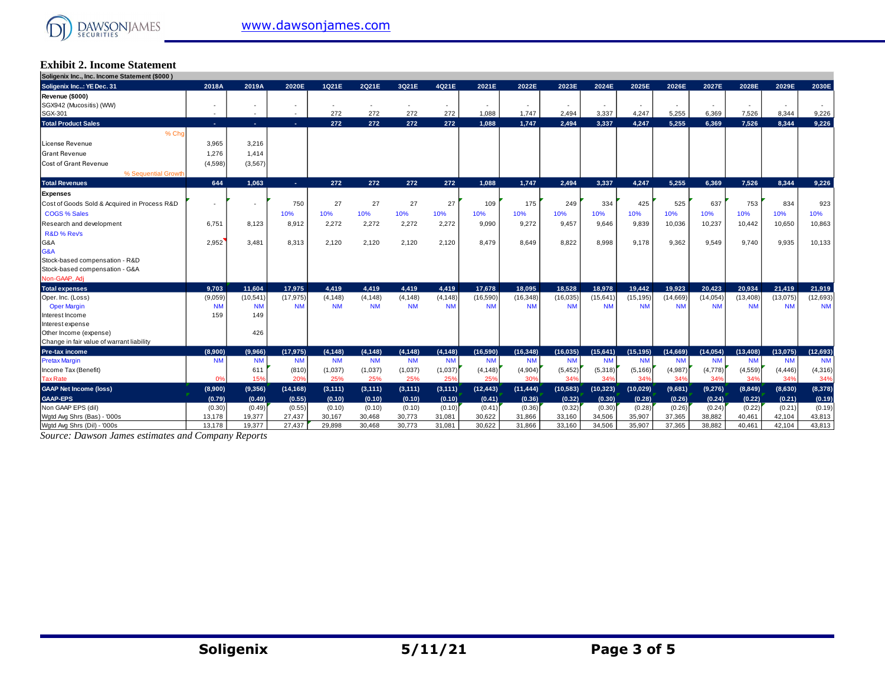## Exhibit 2. Income Statement

| Soligenix Inc., Inc. Income Statement ($000 ) | | | | | | | | | | | | | | | | | | |
|---|---|---|---|---|---|---|---|---|---|---|---|---|---|---|---|---|---|---|
| **Soligenix Inc..: YE Dec. 31** | **2018A** | **2019A** | **2020E** | **1Q21E** | **2Q21E** | **3Q21E** | **4Q21E** | **2021E** | **2022E** | **2023E** | **2024E** | **2025E** | **2026E** | **2027E** | **2028E** | **2029E** | **2030E** |
| **Revenue ($000)** | | | | | | | | | | | | | | | | | |
| SGX942 (Mucositis) (WW) | - | - | - | - | - | - | - | - | - | - | - | - | - | - | - | - | - |
| SGX-301 | - | - | - | 272 | 272 | 272 | 272 | 1,088 | 1,747 | 2,494 | 3,337 | 4,247 | 5,255 | 6,369 | 7,526 | 8,344 | 9,226 |
| **Total Product Sales** | - | - | - | 272 | 272 | 272 | 272 | 1,088 | 1,747 | 2,494 | 3,337 | 4,247 | 5,255 | 6,369 | 7,526 | 8,344 | 9,226 |
| % Chg | | | | | | | | | | | | | | | | | |
| License Revenue | 3,965 | 3,216 | | | | | | | | | | | | | | | |
| Grant Revenue | 1,276 | 1,414 | | | | | | | | | | | | | | | |
| Cost of Grant Revenue | (4,598) | (3,567) | | | | | | | | | | | | | | | |
| % Sequential Growth | | | | | | | | | | | | | | | | | |
| **Total Revenues** | 644 | 1,063 | - | 272 | 272 | 272 | 272 | 1,088 | 1,747 | 2,494 | 3,337 | 4,247 | 5,255 | 6,369 | 7,526 | 8,344 | 9,226 |
| **Expenses** | | | | | | | | | | | | | | | | | |
| Cost of Goods Sold & Acquired in Process R&D | - | - | 750 | 27 | 27 | 27 | 27 | 109 | 175 | 249 | 334 | 425 | 525 | 637 | 753 | 834 | 923 |
| COGS % Sales | | | 10% | 10% | 10% | 10% | 10% | 10% | 10% | 10% | 10% | 10% | 10% | 10% | 10% | 10% | 10% |
| Research and development | 6,751 | 8,123 | 8,912 | 2,272 | 2,272 | 2,272 | 2,272 | 9,090 | 9,272 | 9,457 | 9,646 | 9,839 | 10,036 | 10,237 | 10,442 | 10,650 | 10,863 |
| R&D % Rev's | | | | | | | | | | | | | | | | | |
| G&A | 2,952 | 3,481 | 8,313 | 2,120 | 2,120 | 2,120 | 2,120 | 8,479 | 8,649 | 8,822 | 8,998 | 9,178 | 9,362 | 9,549 | 9,740 | 9,935 | 10,133 |
| G&A | | | | | | | | | | | | | | | | | |
| Stock-based compensation - R&D | | | | | | | | | | | | | | | | | |
| Stock-based compensation - G&A | | | | | | | | | | | | | | | | | |
| Non-GAAP, Adj | | | | | | | | | | | | | | | | | |
| **Total expenses** | 9,703 | 11,604 | 17,975 | 4,419 | 4,419 | 4,419 | 4,419 | 17,678 | 18,095 | 18,528 | 18,978 | 19,442 | 19,923 | 20,423 | 20,934 | 21,419 | 21,919 |
| Oper. Inc. (Loss) | (9,059) | (10,541) | (17,975) | (4,148) | (4,148) | (4,148) | (4,148) | (16,590) | (16,348) | (16,035) | (15,641) | (15,195) | (14,669) | (14,054) | (13,408) | (13,075) | (12,693) |
| Oper Margin | NM | NM | NM | NM | NM | NM | NM | NM | NM | NM | NM | NM | NM | NM | NM | NM | NM |
| Interest Income | 159 | 149 | | | | | | | | | | | | | | | |
| Interest expense | | | | | | | | | | | | | | | | | |
| Other Income (expense) | | 426 | | | | | | | | | | | | | | | |
| Change in fair value of warrant liability | | | | | | | | | | | | | | | | | |
| **Pre-tax income** | (8,900) | (9,966) | (17,975) | (4,148) | (4,148) | (4,148) | (4,148) | (16,590) | (16,348) | (16,035) | (15,641) | (15,195) | (14,669) | (14,054) | (13,408) | (13,075) | (12,693) |
| Pretax Margin | NM | NM | NM | NM | NM | NM | NM | NM | NM | NM | NM | NM | NM | NM | NM | NM | NM |
| Income Tax (Benefit) | | 611 | (810) | (1,037) | (1,037) | (1,037) | (1,037) | (4,148) | (4,904) | (5,452) | (5,318) | (5,166) | (4,987) | (4,778) | (4,559) | (4,446) | (4,316) |
| Tax Rate | 0% | 15% | 20% | 25% | 25% | 25% | 25% | 25% | 30% | 34% | 34% | 34% | 34% | 34% | 34% | 34% | 34% |
| **GAAP Net Income (loss)** | (8,900) | (9,356) | (14,168) | (3,111) | (3,111) | (3,111) | (3,111) | (12,443) | (11,444) | (10,583) | (10,323) | (10,029) | (9,681) | (9,276) | (8,849) | (8,630) | (8,378) |
| **GAAP-EPS** | (0.79) | (0.49) | (0.55) | (0.10) | (0.10) | (0.10) | (0.10) | (0.41) | (0.36) | (0.32) | (0.30) | (0.28) | (0.26) | (0.24) | (0.22) | (0.21) | (0.19) |
| Non GAAP EPS (dil) | (0.30) | (0.49) | (0.55) | (0.10) | (0.10) | (0.10) | (0.10) | (0.41) | (0.36) | (0.32) | (0.30) | (0.28) | (0.26) | (0.24) | (0.22) | (0.21) | (0.19) |
| Wgtd Avg Shrs (Bas) - '000s | 13,178 | 19,377 | 27,437 | 30,167 | 30,468 | 30,773 | 31,081 | 30,622 | 31,866 | 33,160 | 34,506 | 35,907 | 37,365 | 38,882 | 40,461 | 42,104 | 43,813 |
| Wgtd Avg Shrs (Dil) - '000s | 13,178 | 19,377 | 27,437 | 29,898 | 30,468 | 30,773 | 31,081 | 30,622 | 31,866 | 33,160 | 34,506 | 35,907 | 37,365 | 38,882 | 40,461 | 42,104 | 43,813 |

*Source: Dawson James estimates and Company Reports*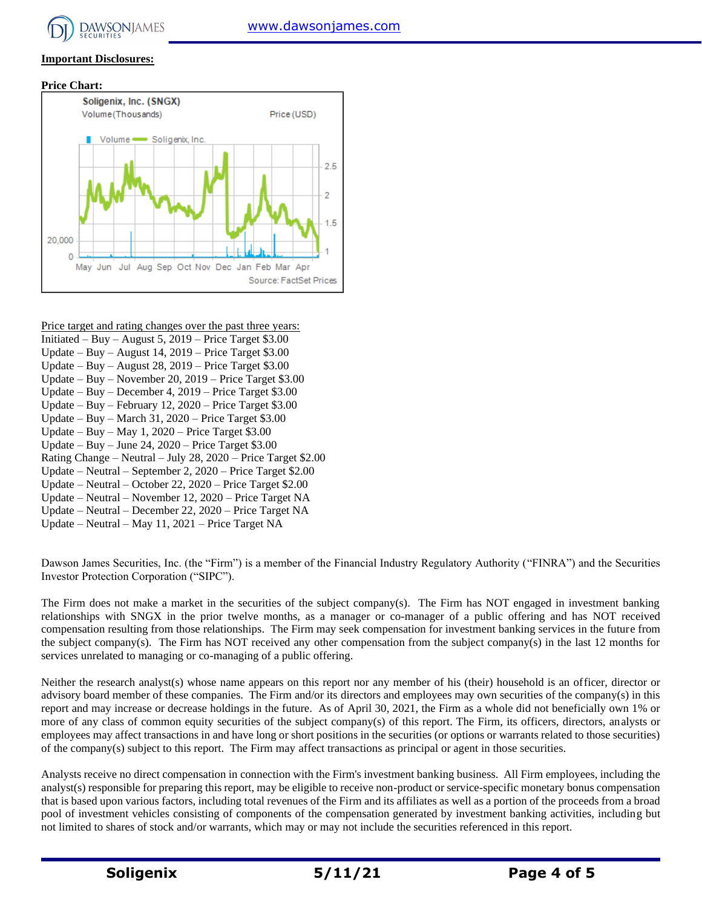**Important Disclosures:**

**Price Chart:**

Soligenix, Inc. (SNGX)

Volume (Thousands) Price (USD)

Volume — Soligenix, Inc.

Source: FactSet Prices

Price target and rating changes over the past three years:

Initiated – Buy – August 5, 2019 – Price Target $3.00
Update – Buy – August 14, 2019 – Price Target $3.00
Update – Buy – August 28, 2019 – Price Target $3.00
Update – Buy – November 20, 2019 – Price Target $3.00
Update – Buy – December 4, 2019 – Price Target $3.00
Update – Buy – February 12, 2020 – Price Target $3.00
Update – Buy – March 31, 2020 – Price Target $3.00
Update – Buy – May 1, 2020 – Price Target $3.00
Update – Buy – June 24, 2020 – Price Target $3.00
Rating Change – Neutral – July 28, 2020 – Price Target $2.00
Update – Neutral – September 2, 2020 – Price Target $2.00
Update – Neutral – October 22, 2020 – Price Target $2.00
Update – Neutral – November 12, 2020 – Price Target NA
Update – Neutral – December 22, 2020 – Price Target NA
Update – Neutral – May 11, 2021 – Price Target NA

Dawson James Securities, Inc. (the "Firm") is a member of the Financial Industry Regulatory Authority ("FINRA") and the Securities Investor Protection Corporation ("SIPC").

The Firm does not make a market in the securities of the subject company(s). The Firm has NOT engaged in investment banking relationships with SNGX in the prior twelve months, as a manager or co-manager of a public offering and has NOT received compensation resulting from those relationships. The Firm may seek compensation for investment banking services in the future from the subject company(s). The Firm has NOT received any other compensation from the subject company(s) in the last 12 months for services unrelated to managing or co-managing of a public offering.

Neither the research analyst(s) whose name appears on this report nor any member of his (their) household is an officer, director or advisory board member of these companies. The Firm and/or its directors and employees may own securities of the company(s) in this report and may increase or decrease holdings in the future. As of April 30, 2021, the Firm as a whole did not beneficially own 1% or more of any class of common equity securities of the subject company(s) of this report. The Firm, its officers, directors, analysts or employees may affect transactions in and have long or short positions in the securities (or options or warrants related to those securities) of the company(s) subject to this report. The Firm may affect transactions as principal or agent in those securities.

Analysts receive no direct compensation in connection with the Firm's investment banking business. All Firm employees, including the analyst(s) responsible for preparing this report, may be eligible to receive non-product or service-specific monetary bonus compensation that is based upon various factors, including total revenues of the Firm and its affiliates as well as a portion of the proceeds from a broad pool of investment vehicles consisting of components of the compensation generated by investment banking activities, including but not limited to shares of stock and/or warrants, which may or may not include the securities referenced in this report.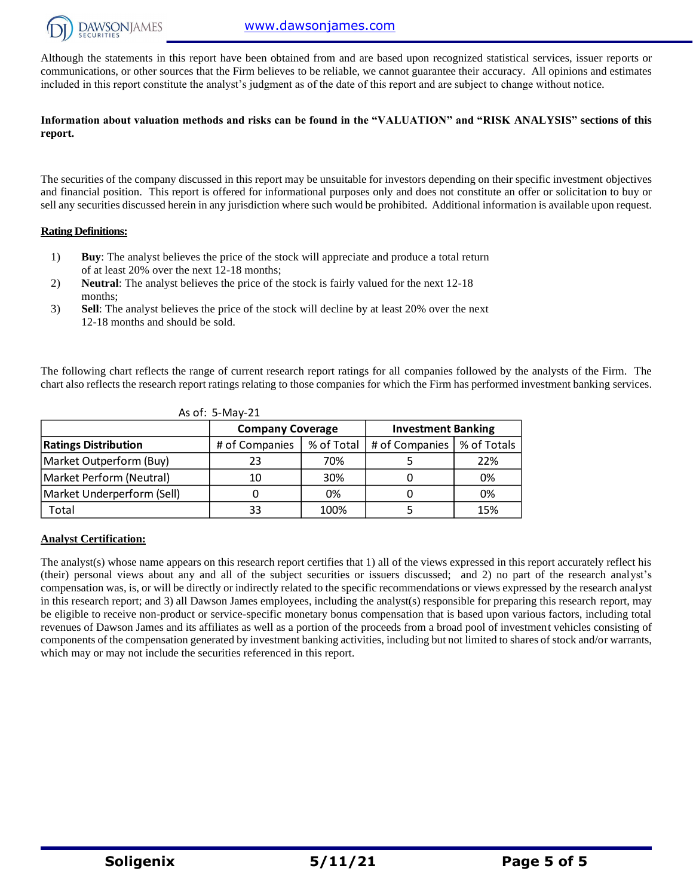Although the statements in this report have been obtained from and are based upon recognized statistical services, issuer reports or communications, or other sources that the Firm believes to be reliable, we cannot guarantee their accuracy. All opinions and estimates included in this report constitute the analyst's judgment as of the date of this report and are subject to change without notice.

**Information about valuation methods and risks can be found in the "VALUATION" and "RISK ANALYSIS" sections of this report.**

The securities of the company discussed in this report may be unsuitable for investors depending on their specific investment objectives and financial position. This report is offered for informational purposes only and does not constitute an offer or solicitation to buy or sell any securities discussed herein in any jurisdiction where such would be prohibited. Additional information is available upon request.

**Rating Definitions:**

1) **Buy**: The analyst believes the price of the stock will appreciate and produce a total return of at least 20% over the next 12-18 months;
2) **Neutral**: The analyst believes the price of the stock is fairly valued for the next 12-18 months;
3) **Sell**: The analyst believes the price of the stock will decline by at least 20% over the next 12-18 months and should be sold.

The following chart reflects the range of current research report ratings for all companies followed by the analysts of the Firm. The chart also reflects the research report ratings relating to those companies for which the Firm has performed investment banking services.

As of: 5-May-21

| | Company Coverage | | Investment Banking | |
|---|---|---|---|---|
| **Ratings Distribution** | # of Companies | % of Total | # of Companies | % of Totals |
| Market Outperform (Buy) | 23 | 70% | 5 | 22% |
| Market Perform (Neutral) | 10 | 30% | 0 | 0% |
| Market Underperform (Sell) | 0 | 0% | 0 | 0% |
| Total | 33 | 100% | 5 | 15% |

**Analyst Certification:**

The analyst(s) whose name appears on this research report certifies that 1) all of the views expressed in this report accurately reflect his (their) personal views about any and all of the subject securities or issuers discussed; and 2) no part of the research analyst's compensation was, is, or will be directly or indirectly related to the specific recommendations or views expressed by the research analyst in this research report; and 3) all Dawson James employees, including the analyst(s) responsible for preparing this research report, may be eligible to receive non-product or service-specific monetary bonus compensation that is based upon various factors, including total revenues of Dawson James and its affiliates as well as a portion of the proceeds from a broad pool of investment vehicles consisting of components of the compensation generated by investment banking activities, including but not limited to shares of stock and/or warrants, which may or may not include the securities referenced in this report.